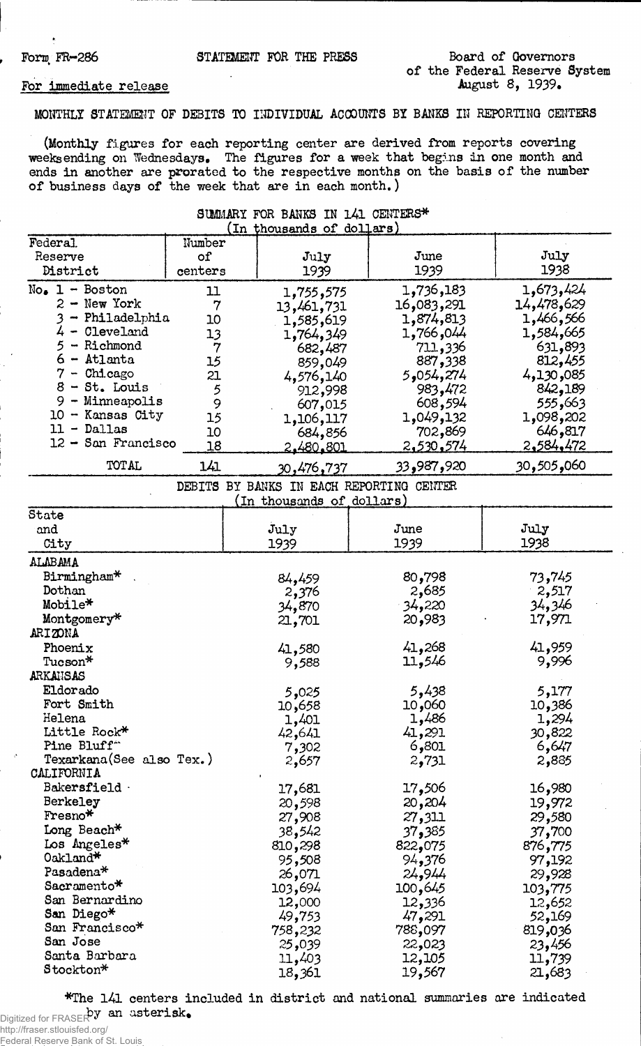Form FR-286 STATEMENT FOR THE PRESS Board of Governors of the Federal Reserve System

For immediate release August 8, 1939.

MONTHLY STATEMENT OF DEBITS TO INDIVIDUAL ACCOUNTS BY BANKS IN REPORTING CENTERS

(Monthly figures for each reporting center are derived from reports covering weeks ending on Wednesdays. The figures for a week that begins in one month and ends in another are prorated to the respective months on the basis of the number of business days of the week that are in each month.)

SUMMARY FOR BANKS IN 141 CENTERS*
(In thousands of dollars)

| Federal Reserve District | Number of centers | July 1939 | June 1939 | July 1938 |
|---|---|---|---|---|
| No. 1 - Boston | 11 | 1,755,575 | 1,736,183 | 1,673,424 |
| 2 - New York | 7 | 13,461,731 | 16,083,291 | 14,478,629 |
| 3 - Philadelphia | 10 | 1,585,619 | 1,874,813 | 1,466,566 |
| 4 - Cleveland | 13 | 1,764,349 | 1,766,044 | 1,584,665 |
| 5 - Richmond | 7 | 682,487 | 711,336 | 631,893 |
| 6 - Atlanta | 15 | 859,049 | 887,338 | 812,455 |
| 7 - Chicago | 21 | 4,576,140 | 5,054,274 | 4,130,085 |
| 8 - St. Louis | 5 | 912,998 | 983,472 | 842,189 |
| 9 - Minneapolis | 9 | 607,015 | 608,594 | 555,663 |
| 10 - Kansas City | 15 | 1,106,117 | 1,049,132 | 1,098,202 |
| 11 - Dallas | 10 | 684,856 | 702,869 | 646,817 |
| 12 - San Francisco | 18 | 2,480,801 | 2,530,574 | 2,584,472 |
| TOTAL | 141 | 30,476,737 | 33,987,920 | 30,505,060 |

DEBITS BY BANKS IN EACH REPORTING CENTER
(In thousands of dollars)

| State and City | July 1939 | June 1939 | July 1938 |
|---|---|---|---|
| ALABAMA | | | |
| Birmingham* | 84,459 | 80,798 | 73,745 |
| Dothan | 2,376 | 2,685 | 2,517 |
| Mobile* | 34,870 | 34,220 | 34,346 |
| Montgomery* | 21,701 | 20,983 | 17,971 |
| ARIZONA | | | |
| Phoenix | 41,580 | 41,268 | 41,959 |
| Tucson* | 9,588 | 11,546 | 9,996 |
| ARKANSAS | | | |
| Eldorado | 5,025 | 5,438 | 5,177 |
| Fort Smith | 10,658 | 10,060 | 10,386 |
| Helena | 1,401 | 1,486 | 1,294 |
| Little Rock* | 42,641 | 41,291 | 30,822 |
| Pine Bluff | 7,302 | 6,801 | 6,647 |
| Texarkana(See also Tex.) | 2,657 | 2,731 | 2,885 |
| CALIFORNIA | | | |
| Bakersfield | 17,681 | 17,506 | 16,980 |
| Berkeley | 20,598 | 20,204 | 19,972 |
| Fresno* | 27,908 | 27,311 | 29,580 |
| Long Beach* | 38,542 | 37,385 | 37,700 |
| Los Angeles* | 810,298 | 822,075 | 876,775 |
| Oakland* | 95,508 | 94,376 | 97,192 |
| Pasadena* | 26,071 | 24,944 | 29,928 |
| Sacramento* | 103,694 | 100,645 | 103,775 |
| San Bernardino | 12,000 | 12,336 | 12,652 |
| San Diego* | 49,753 | 47,291 | 52,169 |
| San Francisco* | 758,232 | 788,097 | 819,036 |
| San Jose | 25,039 | 22,023 | 23,456 |
| Santa Barbara | 11,403 | 12,105 | 11,739 |
| Stockton* | 18,361 | 19,567 | 21,683 |

*The 141 centers included in district and national summaries are indicated by an asterisk.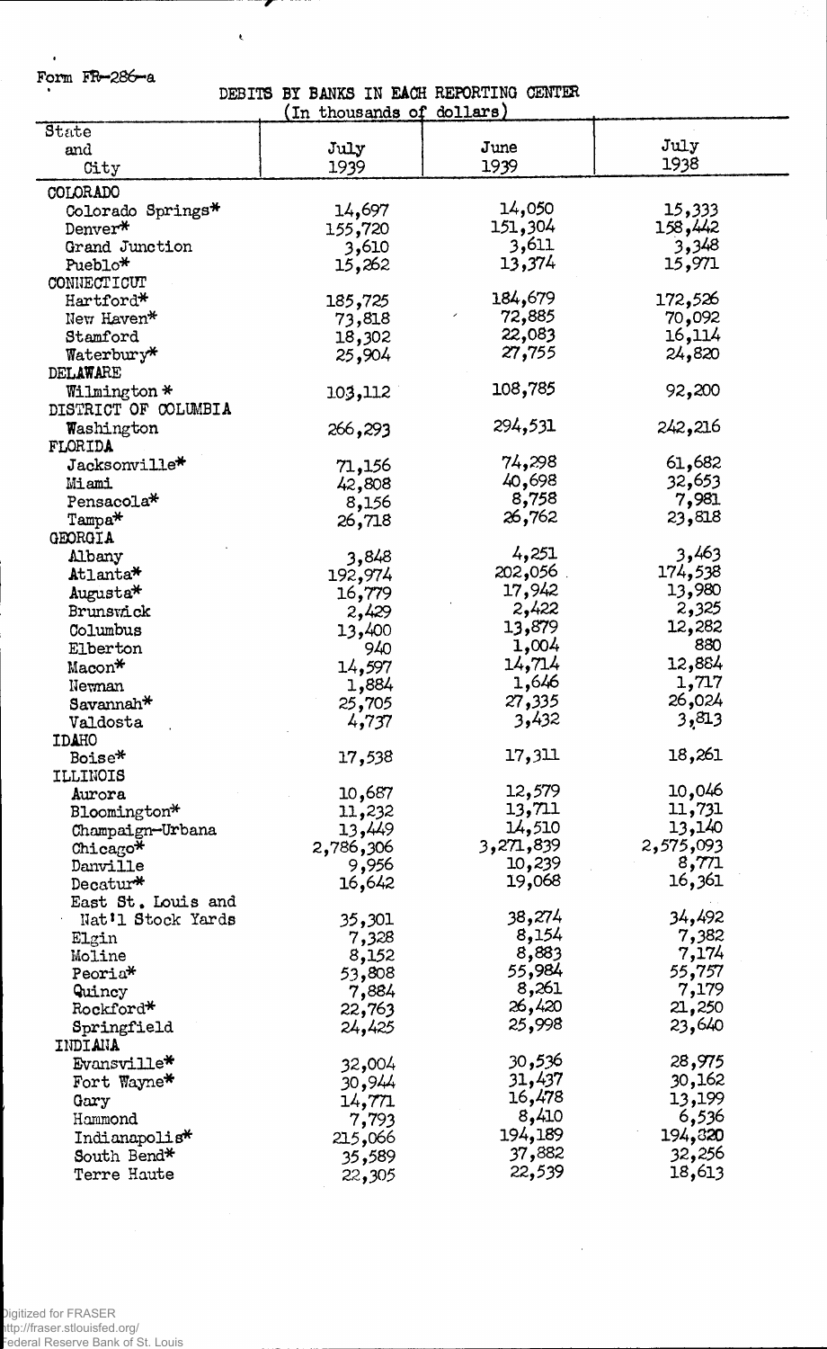Form FR-286-a

DEBITS BY BANKS IN EACH REPORTING CENTER
(In thousands of dollars)

| State and City | July 1939 | June 1939 | July 1938 |
|---|---|---|---|
| COLORADO | | | |
| Colorado Springs* | 14,697 | 14,050 | 15,333 |
| Denver* | 155,720 | 151,304 | 158,442 |
| Grand Junction | 3,610 | 3,611 | 3,348 |
| Pueblo* | 15,262 | 13,374 | 15,971 |
| CONNECTICUT | | | |
| Hartford* | 185,725 | 184,679 | 172,526 |
| New Haven* | 73,818 | 72,885 | 70,092 |
| Stamford | 18,302 | 22,083 | 16,114 |
| Waterbury* | 25,904 | 27,755 | 24,820 |
| DELAWARE | | | |
| Wilmington * | 103,112 | 108,785 | 92,200 |
| DISTRICT OF COLUMBIA | | | |
| Washington | 266,293 | 294,531 | 242,216 |
| FLORIDA | | | |
| Jacksonville* | 71,156 | 74,298 | 61,682 |
| Miami | 42,808 | 40,698 | 32,653 |
| Pensacola* | 8,156 | 8,758 | 7,981 |
| Tampa* | 26,718 | 26,762 | 23,818 |
| GEORGIA | | | |
| Albany | 3,848 | 4,251 | 3,463 |
| Atlanta* | 192,974 | 202,056 | 174,538 |
| Augusta* | 16,779 | 17,942 | 13,980 |
| Brunswick | 2,429 | 2,422 | 2,325 |
| Columbus | 13,400 | 13,879 | 12,282 |
| Elberton | 940 | 1,004 | 880 |
| Macon* | 14,597 | 14,714 | 12,884 |
| Newnan | 1,884 | 1,646 | 1,717 |
| Savannah* | 25,705 | 27,335 | 26,024 |
| Valdosta | 4,737 | 3,432 | 3,813 |
| IDAHO | | | |
| Boise* | 17,538 | 17,311 | 18,261 |
| ILLINOIS | | | |
| Aurora | 10,687 | 12,579 | 10,046 |
| Bloomington* | 11,232 | 13,711 | 11,731 |
| Champaign-Urbana | 13,449 | 14,510 | 13,140 |
| Chicago* | 2,786,306 | 3,271,839 | 2,575,093 |
| Danville | 9,956 | 10,239 | 8,771 |
| Decatur* | 16,642 | 19,068 | 16,361 |
| East St. Louis and Nat'l Stock Yards | 35,301 | 38,274 | 34,492 |
| Elgin | 7,328 | 8,154 | 7,382 |
| Moline | 8,152 | 8,883 | 7,174 |
| Peoria* | 53,808 | 55,984 | 55,757 |
| Quincy | 7,884 | 8,261 | 7,179 |
| Rockford* | 22,763 | 26,420 | 21,250 |
| Springfield | 24,425 | 25,998 | 23,640 |
| INDIANA | | | |
| Evansville* | 32,004 | 30,536 | 28,975 |
| Fort Wayne* | 30,944 | 31,437 | 30,162 |
| Gary | 14,771 | 16,478 | 13,199 |
| Hammond | 7,793 | 8,410 | 6,536 |
| Indianapolis* | 215,066 | 194,189 | 194,820 |
| South Bend* | 35,589 | 37,882 | 32,256 |
| Terre Haute | 22,305 | 22,539 | 18,613 |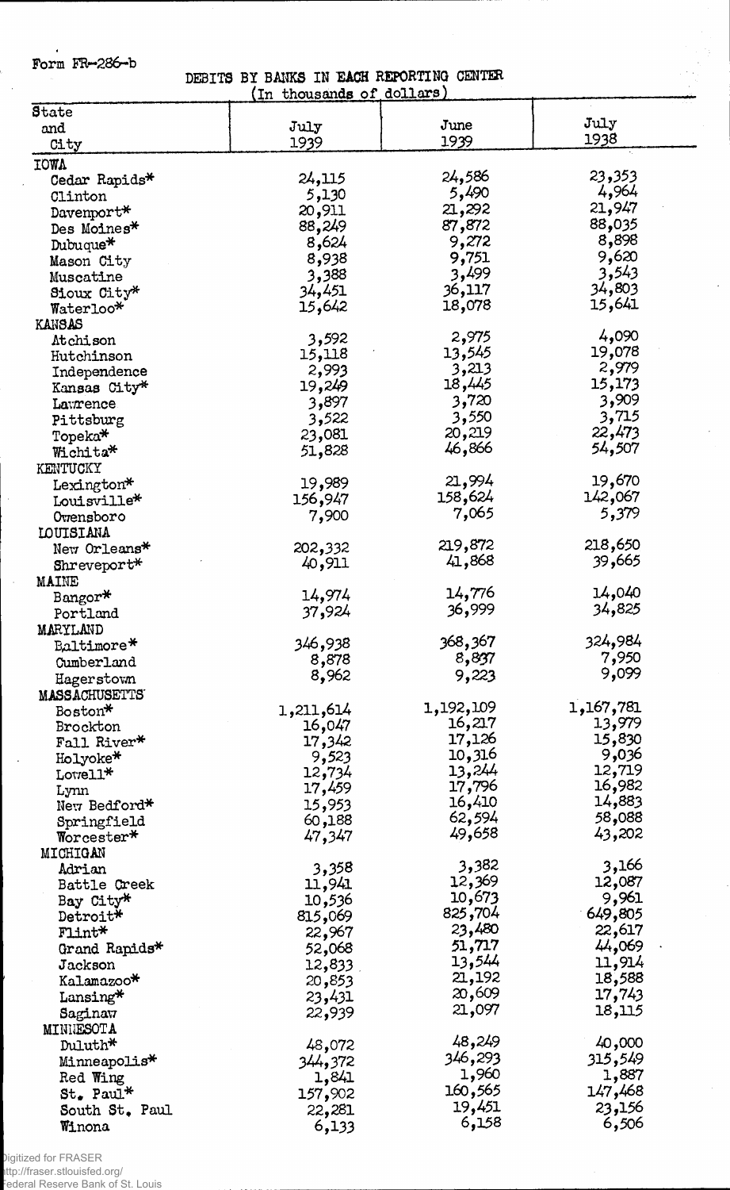Form FR-286-b

DEBITS BY BANKS IN EACH REPORTING CENTER

(In thousands of dollars)

| State and City | July 1939 | June 1939 | July 1938 |
|---|---|---|---|
| IOWA | | | |
| Cedar Rapids* | 24,115 | 24,586 | 23,353 |
| Clinton | 5,130 | 5,490 | 4,964 |
| Davenport* | 20,911 | 21,292 | 21,947 |
| Des Moines* | 88,249 | 87,872 | 88,035 |
| Dubuque* | 8,624 | 9,272 | 8,898 |
| Mason City | 8,938 | 9,751 | 9,620 |
| Muscatine | 3,388 | 3,499 | 3,543 |
| Sioux City* | 34,451 | 36,117 | 34,803 |
| Waterloo* | 15,642 | 18,078 | 15,641 |
| KANSAS | | | |
| Atchison | 3,592 | 2,975 | 4,090 |
| Hutchinson | 15,118 | 13,545 | 19,078 |
| Independence | 2,993 | 3,213 | 2,979 |
| Kansas City* | 19,249 | 18,445 | 15,173 |
| Lawrence | 3,897 | 3,720 | 3,909 |
| Pittsburg | 3,522 | 3,550 | 3,715 |
| Topeka* | 23,081 | 20,219 | 22,473 |
| Wichita* | 51,828 | 46,866 | 54,507 |
| KENTUCKY | | | |
| Lexington* | 19,989 | 21,994 | 19,670 |
| Louisville* | 156,947 | 158,624 | 142,067 |
| Owensboro | 7,900 | 7,065 | 5,379 |
| LOUISIANA | | | |
| New Orleans* | 202,332 | 219,872 | 218,650 |
| Shreveport* | 40,911 | 41,868 | 39,665 |
| MAINE | | | |
| Bangor* | 14,974 | 14,776 | 14,040 |
| Portland | 37,924 | 36,999 | 34,825 |
| MARYLAND | | | |
| Baltimore* | 346,938 | 368,367 | 324,984 |
| Cumberland | 8,878 | 8,837 | 7,950 |
| Hagerstown | 8,962 | 9,223 | 9,099 |
| MASSACHUSETTS | | | |
| Boston* | 1,211,614 | 1,192,109 | 1,167,781 |
| Brockton | 16,047 | 16,217 | 13,979 |
| Fall River* | 17,342 | 17,126 | 15,830 |
| Holyoke* | 9,523 | 10,316 | 9,036 |
| Lowell* | 12,734 | 13,244 | 12,719 |
| Lynn | 17,459 | 17,796 | 16,982 |
| New Bedford* | 15,953 | 16,410 | 14,883 |
| Springfield | 60,188 | 62,594 | 58,088 |
| Worcester* | 47,347 | 49,658 | 43,202 |
| MICHIGAN | | | |
| Adrian | 3,358 | 3,382 | 3,166 |
| Battle Creek | 11,941 | 12,369 | 12,087 |
| Bay City* | 10,536 | 10,673 | 9,961 |
| Detroit* | 815,069 | 825,704 | 649,805 |
| Flint* | 22,967 | 23,480 | 22,617 |
| Grand Rapids* | 52,068 | 51,717 | 44,069 |
| Jackson | 12,833 | 13,544 | 11,914 |
| Kalamazoo* | 20,853 | 21,192 | 18,588 |
| Lansing* | 23,431 | 20,609 | 17,743 |
| Saginaw | 22,939 | 21,097 | 18,115 |
| MINNESOTA | | | |
| Duluth* | 48,072 | 48,249 | 40,000 |
| Minneapolis* | 344,372 | 346,293 | 315,549 |
| Red Wing | 1,841 | 1,960 | 1,887 |
| St. Paul* | 157,902 | 160,565 | 147,468 |
| South St. Paul | 22,281 | 19,451 | 23,156 |
| Winona | 6,133 | 6,158 | 6,506 |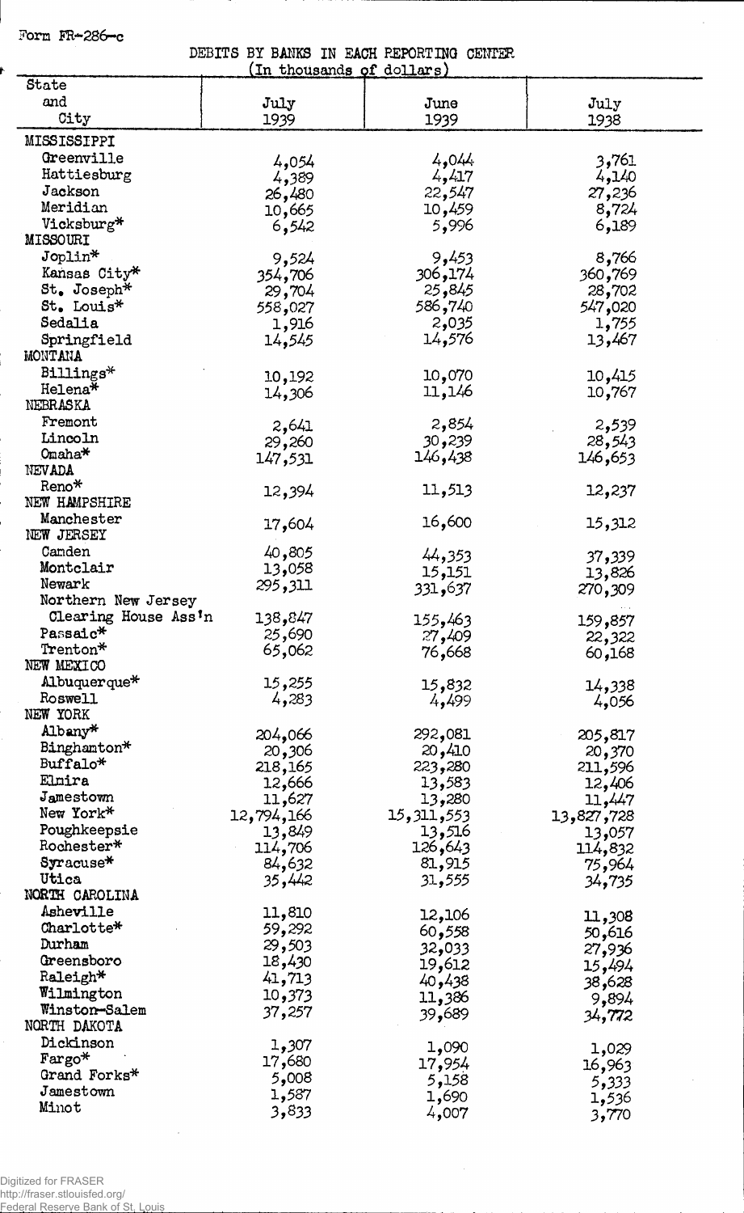Form FR-286-c

DEBITS BY BANKS IN EACH REPORTING CENTER
(In thousands of dollars)

| State and City | July 1939 | June 1939 | July 1938 |
|---|---|---|---|
| MISSISSIPPI | | | |
| Greenville | 4,054 | 4,044 | 3,761 |
| Hattiesburg | 4,389 | 4,417 | 4,140 |
| Jackson | 26,480 | 22,547 | 27,236 |
| Meridian | 10,665 | 10,459 | 8,724 |
| Vicksburg* | 6,542 | 5,996 | 6,189 |
| MISSOURI | | | |
| Joplin* | 9,524 | 9,453 | 8,766 |
| Kansas City* | 354,706 | 306,174 | 360,769 |
| St. Joseph* | 29,704 | 25,845 | 28,702 |
| St. Louis* | 558,027 | 586,740 | 547,020 |
| Sedalia | 1,916 | 2,035 | 1,755 |
| Springfield | 14,545 | 14,576 | 13,467 |
| MONTANA | | | |
| Billings* | 10,192 | 10,070 | 10,415 |
| Helena* | 14,306 | 11,146 | 10,767 |
| NEBRASKA | | | |
| Fremont | 2,641 | 2,854 | 2,539 |
| Lincoln | 29,260 | 30,239 | 28,543 |
| Omaha* | 147,531 | 146,438 | 146,653 |
| NEVADA | | | |
| Reno* | 12,394 | 11,513 | 12,237 |
| NEW HAMPSHIRE | | | |
| Manchester | 17,604 | 16,600 | 15,312 |
| NEW JERSEY | | | |
| Camden | 40,805 | 44,353 | 37,339 |
| Montclair | 13,058 | 15,151 | 13,826 |
| Newark | 295,311 | 331,637 | 270,309 |
| Northern New Jersey Clearing House Ass'n | 138,847 | 155,463 | 159,857 |
| Passaic* | 25,690 | 27,409 | 22,322 |
| Trenton* | 65,062 | 76,668 | 60,168 |
| NEW MEXICO | | | |
| Albuquerque* | 15,255 | 15,832 | 14,338 |
| Roswell | 4,283 | 4,499 | 4,056 |
| NEW YORK | | | |
| Albany* | 204,066 | 292,081 | 205,817 |
| Binghamton* | 20,306 | 20,410 | 20,370 |
| Buffalo* | 218,165 | 223,280 | 211,596 |
| Elmira | 12,666 | 13,583 | 12,406 |
| Jamestown | 11,627 | 13,280 | 11,447 |
| New York* | 12,794,166 | 15,311,553 | 13,827,728 |
| Poughkeepsie | 13,849 | 13,516 | 13,057 |
| Rochester* | 114,706 | 126,643 | 114,832 |
| Syracuse* | 84,632 | 81,915 | 75,964 |
| Utica | 35,442 | 31,555 | 34,735 |
| NORTH CAROLINA | | | |
| Asheville | 11,810 | 12,106 | 11,308 |
| Charlotte* | 59,292 | 60,558 | 50,616 |
| Durham | 29,503 | 32,033 | 27,936 |
| Greensboro | 18,430 | 19,612 | 15,494 |
| Raleigh* | 41,713 | 40,438 | 38,628 |
| Wilmington | 10,373 | 11,386 | 9,894 |
| Winston-Salem | 37,257 | 39,689 | 34,772 |
| NORTH DAKOTA | | | |
| Dickinson | 1,307 | 1,090 | 1,029 |
| Fargo* | 17,680 | 17,954 | 16,963 |
| Grand Forks* | 5,008 | 5,158 | 5,333 |
| Jamestown | 1,587 | 1,690 | 1,536 |
| Minot | 3,833 | 4,007 | 3,770 |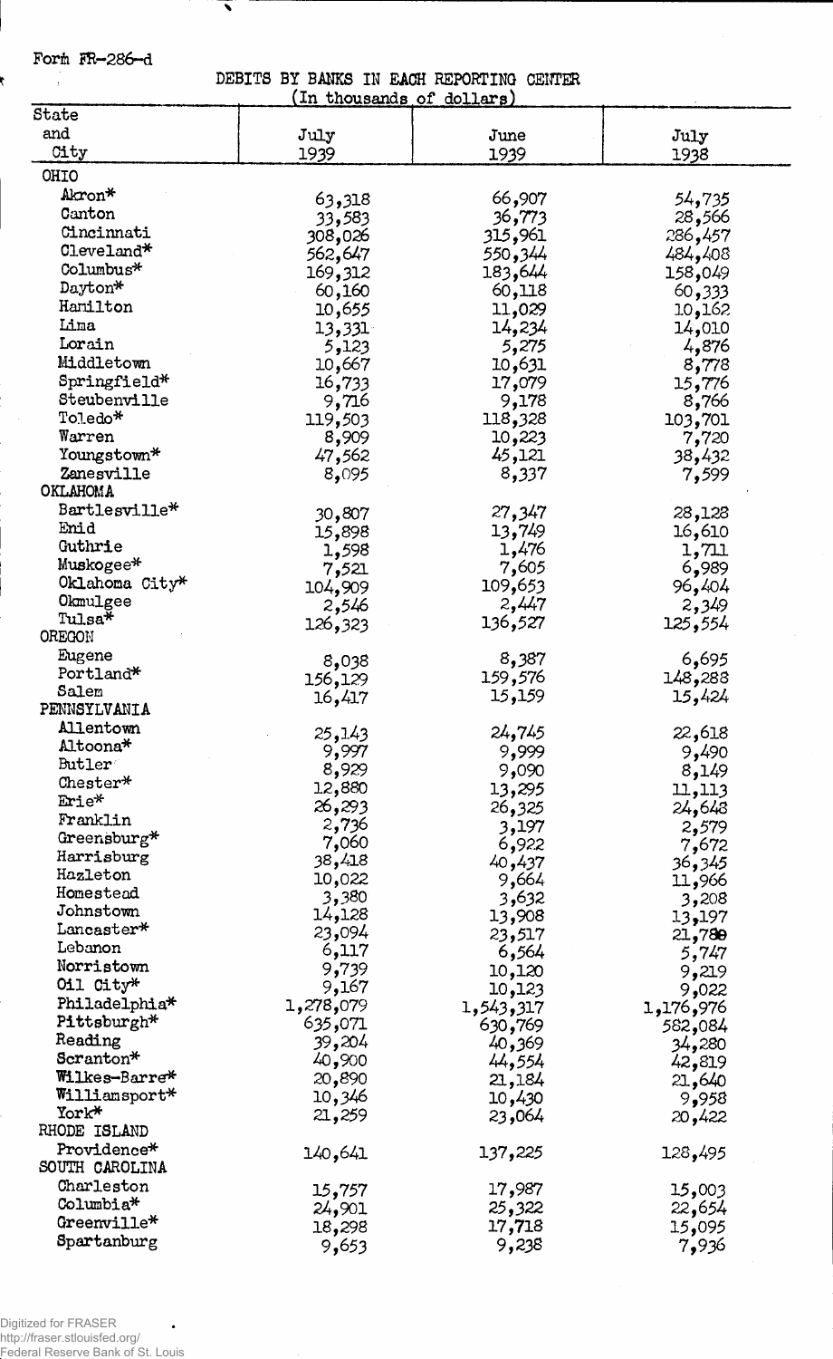Form FR-286-d

DEBITS BY BANKS IN EACH REPORTING CENTER
(In thousands of dollars)

| State and City | July 1939 | June 1939 | July 1938 |
|---|---|---|---|
| OHIO | | | |
| Akron* | 63,318 | 66,907 | 54,735 |
| Canton | 33,583 | 36,773 | 28,566 |
| Cincinnati | 308,026 | 315,961 | 286,457 |
| Cleveland* | 562,647 | 550,344 | 484,408 |
| Columbus* | 169,312 | 183,644 | 158,049 |
| Dayton* | 60,160 | 60,118 | 60,333 |
| Hamilton | 10,655 | 11,029 | 10,162 |
| Lima | 13,331 | 14,234 | 14,010 |
| Lorain | 5,123 | 5,275 | 4,876 |
| Middletown | 10,667 | 10,631 | 8,778 |
| Springfield* | 16,733 | 17,079 | 15,776 |
| Steubenville | 9,716 | 9,178 | 8,766 |
| Toledo* | 119,503 | 118,328 | 103,701 |
| Warren | 8,909 | 10,223 | 7,720 |
| Youngstown* | 47,562 | 45,121 | 38,432 |
| Zanesville | 8,095 | 8,337 | 7,599 |
| OKLAHOMA | | | |
| Bartlesville* | 30,807 | 27,347 | 28,128 |
| Enid | 15,898 | 13,749 | 16,610 |
| Guthrie | 1,598 | 1,476 | 1,711 |
| Muskogee* | 7,521 | 7,605 | 6,989 |
| Oklahoma City* | 104,909 | 109,653 | 96,404 |
| Okmulgee | 2,546 | 2,447 | 2,349 |
| Tulsa* | 126,323 | 136,527 | 125,554 |
| OREGON | | | |
| Eugene | 8,038 | 8,387 | 6,695 |
| Portland* | 156,129 | 159,576 | 148,288 |
| Salem | 16,417 | 15,159 | 15,424 |
| PENNSYLVANIA | | | |
| Allentown | 25,143 | 24,745 | 22,618 |
| Altoona* | 9,997 | 9,999 | 9,490 |
| Butler | 8,929 | 9,090 | 8,149 |
| Chester* | 12,880 | 13,295 | 11,113 |
| Erie* | 26,293 | 26,325 | 24,648 |
| Franklin | 2,736 | 3,197 | 2,579 |
| Greensburg* | 7,060 | 6,922 | 7,672 |
| Harrisburg | 38,418 | 40,437 | 36,345 |
| Hazleton | 10,022 | 9,664 | 11,966 |
| Homestead | 3,380 | 3,632 | 3,208 |
| Johnstown | 14,128 | 13,908 | 13,197 |
| Lancaster* | 23,094 | 23,517 | 21,780 |
| Lebanon | 6,117 | 6,564 | 5,747 |
| Norristown | 9,739 | 10,120 | 9,219 |
| Oil City* | 9,167 | 10,123 | 9,022 |
| Philadelphia* | 1,278,079 | 1,543,317 | 1,176,976 |
| Pittsburgh* | 635,071 | 630,769 | 582,084 |
| Reading | 39,204 | 40,369 | 34,280 |
| Scranton* | 40,900 | 44,554 | 42,819 |
| Wilkes-Barre* | 20,890 | 21,184 | 21,640 |
| Williamsport* | 10,346 | 10,430 | 9,958 |
| York* | 21,259 | 23,064 | 20,422 |
| RHODE ISLAND | | | |
| Providence* | 140,641 | 137,225 | 128,495 |
| SOUTH CAROLINA | | | |
| Charleston | 15,757 | 17,987 | 15,003 |
| Columbia* | 24,901 | 25,322 | 22,654 |
| Greenville* | 18,298 | 17,718 | 15,095 |
| Spartanburg | 9,653 | 9,238 | 7,936 |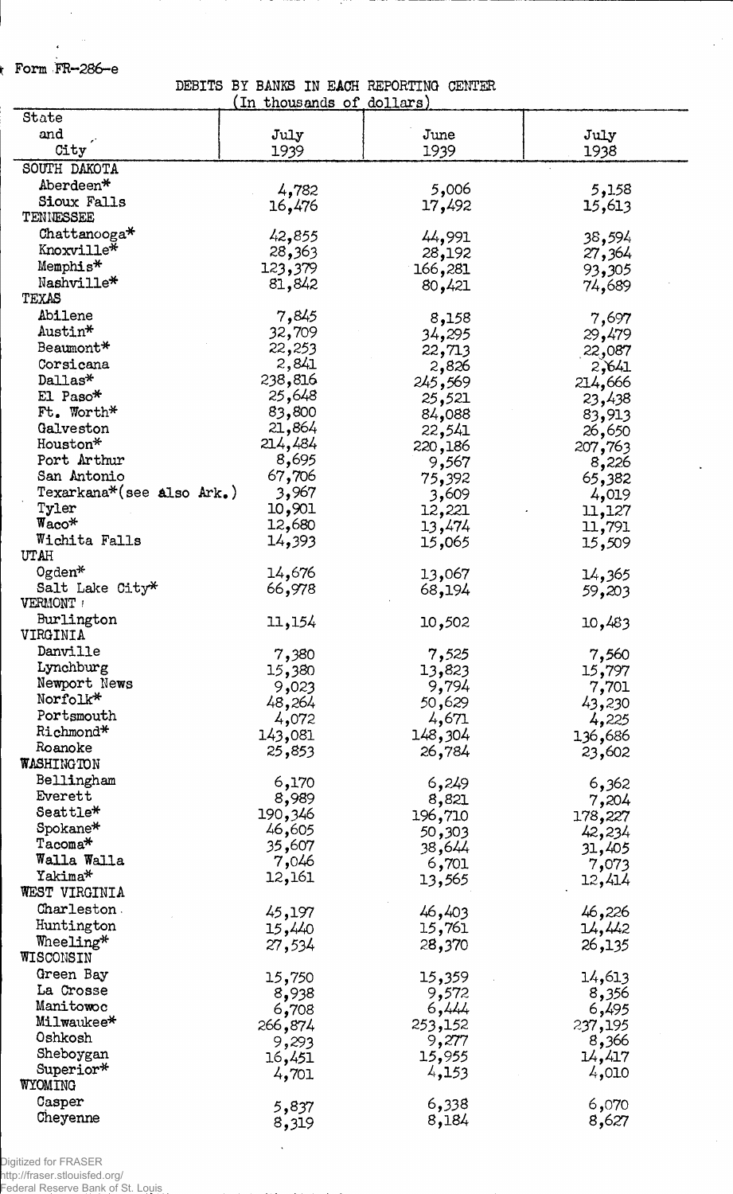Form FR-286-e

DEBITS BY BANKS IN EACH REPORTING CENTER
(In thousands of dollars)

| State and City | July 1939 | June 1939 | July 1938 |
|---|---|---|---|
| SOUTH DAKOTA | | | |
| Aberdeen* | 4,782 | 5,006 | 5,158 |
| Sioux Falls | 16,476 | 17,492 | 15,613 |
| TENNESSEE | | | |
| Chattanooga* | 42,855 | 44,991 | 38,594 |
| Knoxville* | 28,363 | 28,192 | 27,364 |
| Memphis* | 123,379 | 166,281 | 93,305 |
| Nashville* | 81,842 | 80,421 | 74,689 |
| TEXAS | | | |
| Abilene | 7,845 | 8,158 | 7,697 |
| Austin* | 32,709 | 34,295 | 29,479 |
| Beaumont* | 22,253 | 22,713 | 22,087 |
| Corsicana | 2,841 | 2,826 | 2,641 |
| Dallas* | 238,816 | 245,569 | 214,666 |
| El Paso* | 25,648 | 25,521 | 23,438 |
| Ft. Worth* | 83,800 | 84,088 | 83,913 |
| Galveston | 21,864 | 22,541 | 26,650 |
| Houston* | 214,484 | 220,186 | 207,763 |
| Port Arthur | 8,695 | 9,567 | 8,226 |
| San Antonio | 67,706 | 75,392 | 65,382 |
| Texarkana*(see also Ark.) | 3,967 | 3,609 | 4,019 |
| Tyler | 10,901 | 12,221 | 11,127 |
| Waco* | 12,680 | 13,474 | 11,791 |
| Wichita Falls | 14,393 | 15,065 | 15,509 |
| UTAH | | | |
| Ogden* | 14,676 | 13,067 | 14,365 |
| Salt Lake City* | 66,978 | 68,194 | 59,203 |
| VERMONT | | | |
| Burlington | 11,154 | 10,502 | 10,483 |
| VIRGINIA | | | |
| Danville | 7,380 | 7,525 | 7,560 |
| Lynchburg | 15,380 | 13,823 | 15,797 |
| Newport News | 9,023 | 9,794 | 7,701 |
| Norfolk* | 48,264 | 50,629 | 43,230 |
| Portsmouth | 4,072 | 4,671 | 4,225 |
| Richmond* | 143,081 | 148,304 | 136,686 |
| Roanoke | 25,853 | 26,784 | 23,602 |
| WASHINGTON | | | |
| Bellingham | 6,170 | 6,249 | 6,362 |
| Everett | 8,989 | 8,821 | 7,204 |
| Seattle* | 190,346 | 196,710 | 178,227 |
| Spokane* | 46,605 | 50,303 | 42,234 |
| Tacoma* | 35,607 | 38,644 | 31,405 |
| Walla Walla | 7,046 | 6,701 | 7,073 |
| Yakima* | 12,161 | 13,565 | 12,414 |
| WEST VIRGINIA | | | |
| Charleston | 45,197 | 46,403 | 46,226 |
| Huntington | 15,440 | 15,761 | 14,442 |
| Wheeling* | 27,534 | 28,370 | 26,135 |
| WISCONSIN | | | |
| Green Bay | 15,750 | 15,359 | 14,613 |
| La Crosse | 8,938 | 9,572 | 8,356 |
| Manitowoc | 6,708 | 6,444 | 6,495 |
| Milwaukee* | 266,874 | 253,152 | 237,195 |
| Oshkosh | 9,293 | 9,277 | 8,366 |
| Sheboygan | 16,451 | 15,955 | 14,417 |
| Superior* | 4,701 | 4,153 | 4,010 |
| WYOMING | | | |
| Casper | 5,837 | 6,338 | 6,070 |
| Cheyenne | 8,319 | 8,184 | 8,627 |

Digitized for FRASER
http://fraser.stlouisfed.org/
Federal Reserve Bank of St. Louis